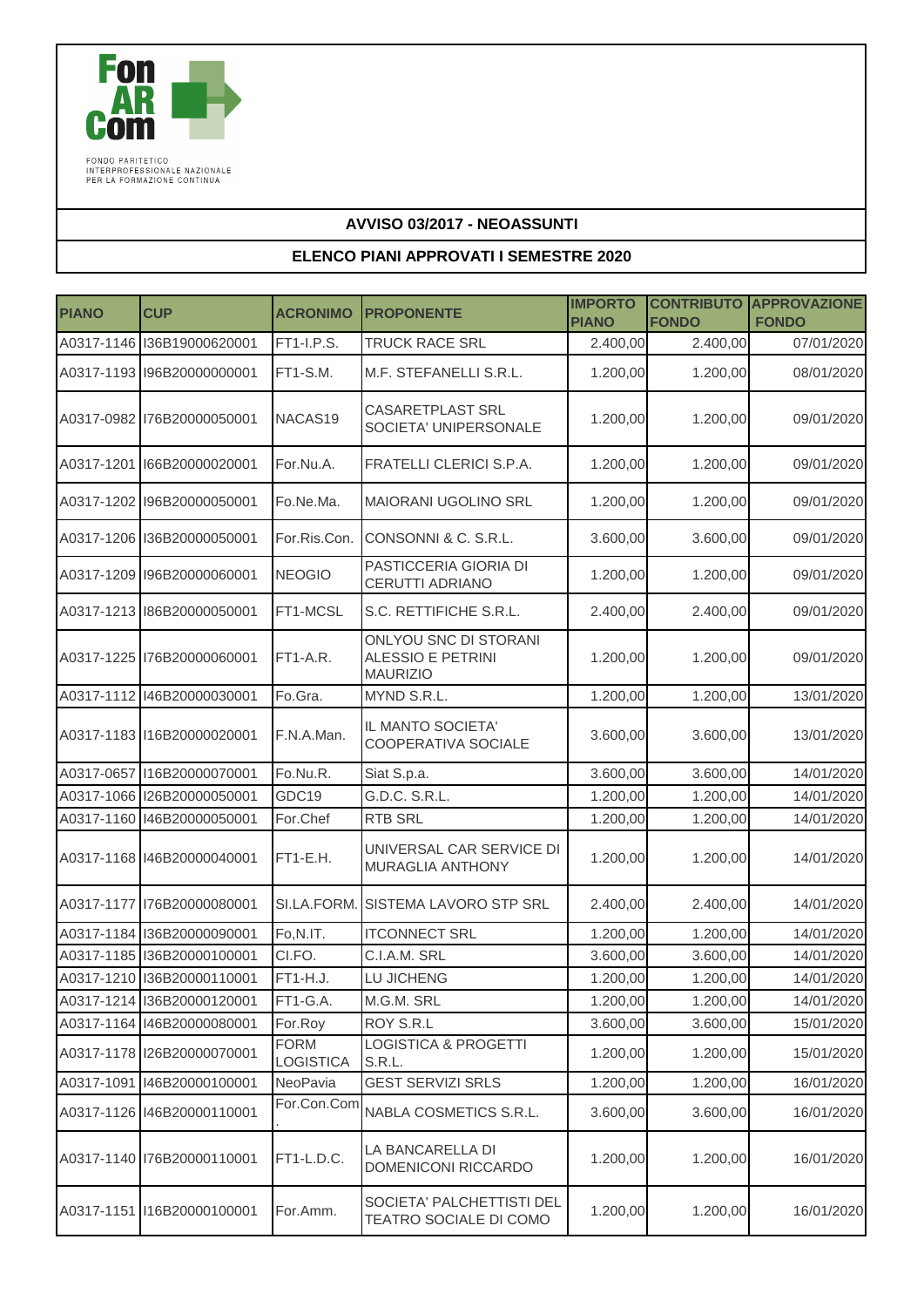FonARCom

FONDO PARITETICO INTERPROFESSIONALE NAZIONALE PER LA FORMAZIONE CONTINUA

## AVVISO 03/2017 - NEOASSUNTI

## ELENCO PIANI APPROVATI I SEMESTRE 2020

| PIANO | CUP | ACRONIMO | PROPONENTE | IMPORTO PIANO | CONTRIBUTO FONDO | APPROVAZIONE FONDO |
|---|---|---|---|---|---|---|
| A0317-1146 | I36B19000620001 | FT1-I.P.S. | TRUCK RACE SRL | 2.400,00 | 2.400,00 | 07/01/2020 |
| A0317-1193 | I96B20000000001 | FT1-S.M. | M.F. STEFANELLI S.R.L. | 1.200,00 | 1.200,00 | 08/01/2020 |
| A0317-0982 | I76B20000050001 | NACAS19 | CASARETPLAST SRL SOCIETA' UNIPERSONALE | 1.200,00 | 1.200,00 | 09/01/2020 |
| A0317-1201 | I66B20000020001 | For.Nu.A. | FRATELLI CLERICI S.P.A. | 1.200,00 | 1.200,00 | 09/01/2020 |
| A0317-1202 | I96B20000050001 | Fo.Ne.Ma. | MAIORANI UGOLINO SRL | 1.200,00 | 1.200,00 | 09/01/2020 |
| A0317-1206 | I36B20000050001 | For.Ris.Con. | CONSONNI & C. S.R.L. | 3.600,00 | 3.600,00 | 09/01/2020 |
| A0317-1209 | I96B20000060001 | NEOGIO | PASTICCERIA GIORIA DI CERUTTI ADRIANO | 1.200,00 | 1.200,00 | 09/01/2020 |
| A0317-1213 | I86B20000050001 | FT1-MCSL | S.C. RETTIFICHE S.R.L. | 2.400,00 | 2.400,00 | 09/01/2020 |
| A0317-1225 | I76B20000060001 | FT1-A.R. | ONLYOU SNC DI STORANI ALESSIO E PETRINI MAURIZIO | 1.200,00 | 1.200,00 | 09/01/2020 |
| A0317-1112 | I46B20000030001 | Fo.Gra. | MYND S.R.L. | 1.200,00 | 1.200,00 | 13/01/2020 |
| A0317-1183 | I16B20000020001 | F.N.A.Man. | IL MANTO SOCIETA' COOPERATIVA SOCIALE | 3.600,00 | 3.600,00 | 13/01/2020 |
| A0317-0657 | I16B20000070001 | Fo.Nu.R. | Siat S.p.a. | 3.600,00 | 3.600,00 | 14/01/2020 |
| A0317-1066 | I26B20000050001 | GDC19 | G.D.C. S.R.L. | 1.200,00 | 1.200,00 | 14/01/2020 |
| A0317-1160 | I46B20000050001 | For.Chef | RTB SRL | 1.200,00 | 1.200,00 | 14/01/2020 |
| A0317-1168 | I46B20000040001 | FT1-E.H. | UNIVERSAL CAR SERVICE DI MURAGLIA ANTHONY | 1.200,00 | 1.200,00 | 14/01/2020 |
| A0317-1177 | I76B20000080001 | SI.LA.FORM. | SISTEMA LAVORO STP SRL | 2.400,00 | 2.400,00 | 14/01/2020 |
| A0317-1184 | I36B20000090001 | Fo,N.IT. | ITCONNECT SRL | 1.200,00 | 1.200,00 | 14/01/2020 |
| A0317-1185 | I36B20000100001 | CI.FO. | C.I.A.M. SRL | 3.600,00 | 3.600,00 | 14/01/2020 |
| A0317-1210 | I36B20000110001 | FT1-H.J. | LU JICHENG | 1.200,00 | 1.200,00 | 14/01/2020 |
| A0317-1214 | I36B20000120001 | FT1-G.A. | M.G.M. SRL | 1.200,00 | 1.200,00 | 14/01/2020 |
| A0317-1164 | I46B20000080001 | For.Roy | ROY S.R.L | 3.600,00 | 3.600,00 | 15/01/2020 |
| A0317-1178 | I26B20000070001 | FORM LOGISTICA | LOGISTICA & PROGETTI S.R.L. | 1.200,00 | 1.200,00 | 15/01/2020 |
| A0317-1091 | I46B20000100001 | NeoPavia | GEST SERVIZI SRLS | 1.200,00 | 1.200,00 | 16/01/2020 |
| A0317-1126 | I46B20000110001 | For.Con.Com. | NABLA COSMETICS S.R.L. | 3.600,00 | 3.600,00 | 16/01/2020 |
| A0317-1140 | I76B20000110001 | FT1-L.D.C. | LA BANCARELLA DI DOMENICONI RICCARDO | 1.200,00 | 1.200,00 | 16/01/2020 |
| A0317-1151 | I16B20000100001 | For.Amm. | SOCIETA' PALCHETTISTI DEL TEATRO SOCIALE DI COMO | 1.200,00 | 1.200,00 | 16/01/2020 |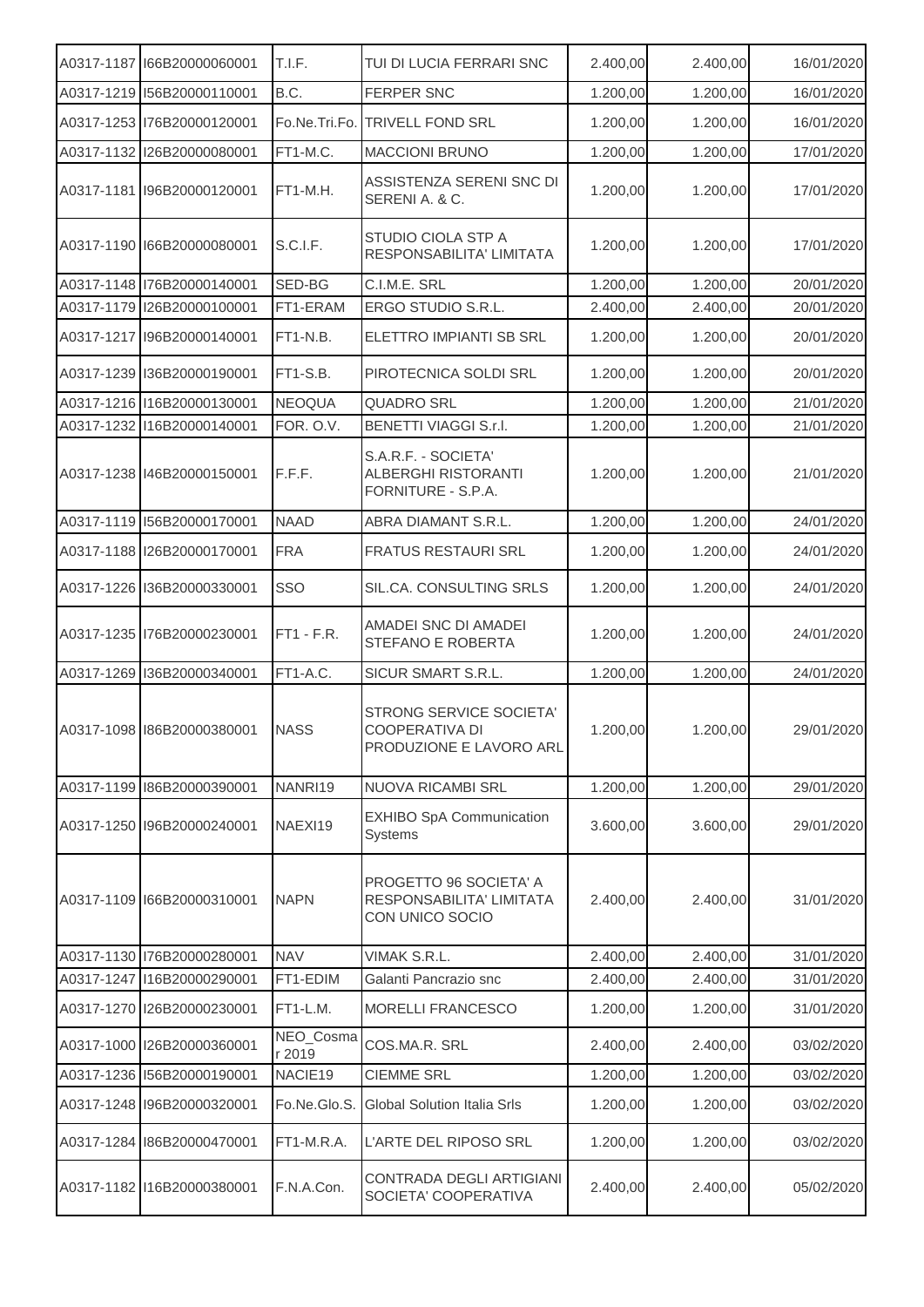| A0317-1187 | I66B20000060001 | T.I.F. | TUI DI LUCIA FERRARI SNC | 2.400,00 | 2.400,00 | 16/01/2020 |
|---|---|---|---|---|---|---|
| A0317-1219 | I56B20000110001 | B.C. | FERPER SNC | 1.200,00 | 1.200,00 | 16/01/2020 |
| A0317-1253 | I76B20000120001 | Fo.Ne.Tri.Fo. | TRIVELL FOND SRL | 1.200,00 | 1.200,00 | 16/01/2020 |
| A0317-1132 | I26B20000080001 | FT1-M.C. | MACCIONI BRUNO | 1.200,00 | 1.200,00 | 17/01/2020 |
| A0317-1181 | I96B20000120001 | FT1-M.H. | ASSISTENZA SERENI SNC DI SERENI A. & C. | 1.200,00 | 1.200,00 | 17/01/2020 |
| A0317-1190 | I66B20000080001 | S.C.I.F. | STUDIO CIOLA STP A RESPONSABILITA' LIMITATA | 1.200,00 | 1.200,00 | 17/01/2020 |
| A0317-1148 | I76B20000140001 | SED-BG | C.I.M.E. SRL | 1.200,00 | 1.200,00 | 20/01/2020 |
| A0317-1179 | I26B20000100001 | FT1-ERAM | ERGO STUDIO S.R.L. | 2.400,00 | 2.400,00 | 20/01/2020 |
| A0317-1217 | I96B20000140001 | FT1-N.B. | ELETTRO IMPIANTI SB SRL | 1.200,00 | 1.200,00 | 20/01/2020 |
| A0317-1239 | I36B20000190001 | FT1-S.B. | PIROTECNICA SOLDI SRL | 1.200,00 | 1.200,00 | 20/01/2020 |
| A0317-1216 | I16B20000130001 | NEOQUA | QUADRO SRL | 1.200,00 | 1.200,00 | 21/01/2020 |
| A0317-1232 | I16B20000140001 | FOR. O.V. | BENETTI VIAGGI S.r.l. | 1.200,00 | 1.200,00 | 21/01/2020 |
| A0317-1238 | I46B20000150001 | F.F.F. | S.A.R.F. - SOCIETA' ALBERGHI RISTORANTI FORNITURE - S.P.A. | 1.200,00 | 1.200,00 | 21/01/2020 |
| A0317-1119 | I56B20000170001 | NAAD | ABRA DIAMANT S.R.L. | 1.200,00 | 1.200,00 | 24/01/2020 |
| A0317-1188 | I26B20000170001 | FRA | FRATUS RESTAURI SRL | 1.200,00 | 1.200,00 | 24/01/2020 |
| A0317-1226 | I36B20000330001 | SSO | SIL.CA. CONSULTING SRLS | 1.200,00 | 1.200,00 | 24/01/2020 |
| A0317-1235 | I76B20000230001 | FT1 - F.R. | AMADEI SNC DI AMADEI STEFANO E ROBERTA | 1.200,00 | 1.200,00 | 24/01/2020 |
| A0317-1269 | I36B20000340001 | FT1-A.C. | SICUR SMART S.R.L. | 1.200,00 | 1.200,00 | 24/01/2020 |
| A0317-1098 | I86B20000380001 | NASS | STRONG SERVICE SOCIETA' COOPERATIVA DI PRODUZIONE E LAVORO ARL | 1.200,00 | 1.200,00 | 29/01/2020 |
| A0317-1199 | I86B20000390001 | NANRI19 | NUOVA RICAMBI SRL | 1.200,00 | 1.200,00 | 29/01/2020 |
| A0317-1250 | I96B20000240001 | NAEXI19 | EXHIBO SpA Communication Systems | 3.600,00 | 3.600,00 | 29/01/2020 |
| A0317-1109 | I66B20000310001 | NAPN | PROGETTO 96 SOCIETA' A RESPONSABILITA' LIMITATA CON UNICO SOCIO | 2.400,00 | 2.400,00 | 31/01/2020 |
| A0317-1130 | I76B20000280001 | NAV | VIMAK S.R.L. | 2.400,00 | 2.400,00 | 31/01/2020 |
| A0317-1247 | I16B20000290001 | FT1-EDIM | Galanti Pancrazio snc | 2.400,00 | 2.400,00 | 31/01/2020 |
| A0317-1270 | I26B20000230001 | FT1-L.M. | MORELLI FRANCESCO | 1.200,00 | 1.200,00 | 31/01/2020 |
| A0317-1000 | I26B20000360001 | NEO_Cosmar 2019 | COS.MA.R. SRL | 2.400,00 | 2.400,00 | 03/02/2020 |
| A0317-1236 | I56B20000190001 | NACIE19 | CIEMME SRL | 1.200,00 | 1.200,00 | 03/02/2020 |
| A0317-1248 | I96B20000320001 | Fo.Ne.Glo.S. | Global Solution Italia Srls | 1.200,00 | 1.200,00 | 03/02/2020 |
| A0317-1284 | I86B20000470001 | FT1-M.R.A. | L'ARTE DEL RIPOSO SRL | 1.200,00 | 1.200,00 | 03/02/2020 |
| A0317-1182 | I16B20000380001 | F.N.A.Con. | CONTRADA DEGLI ARTIGIANI SOCIETA' COOPERATIVA | 2.400,00 | 2.400,00 | 05/02/2020 |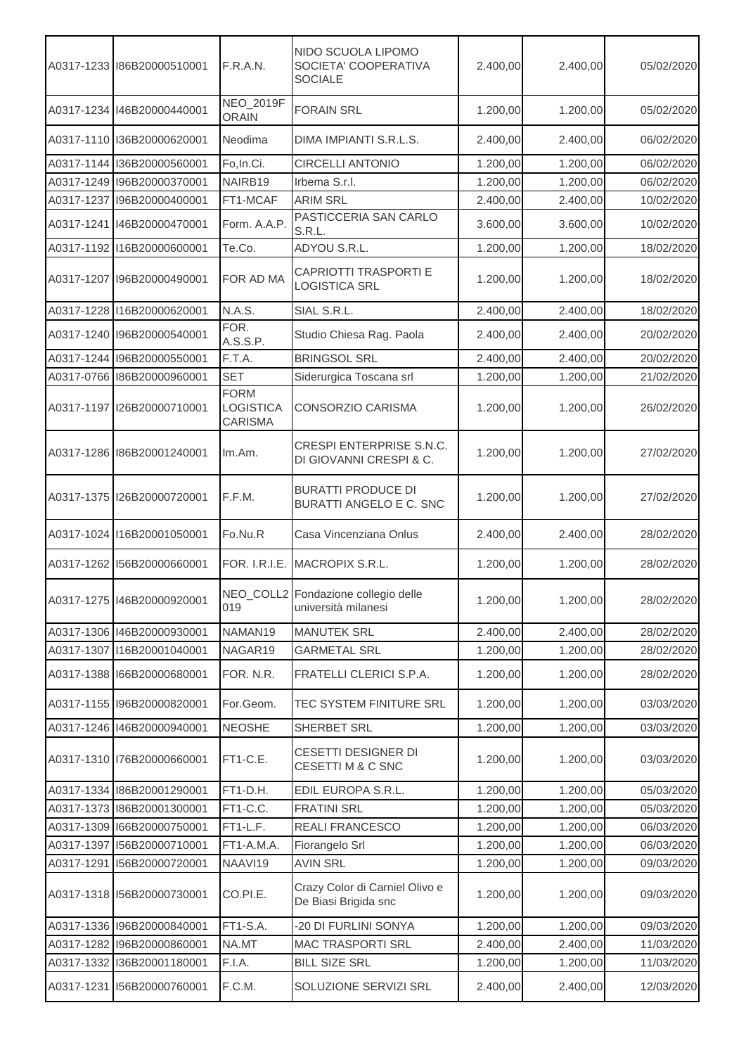| | | | | | | |
|---|---|---|---|---|---|---|
| A0317-1233 | I86B20000510001 | F.R.A.N. | NIDO SCUOLA LIPOMO SOCIETA' COOPERATIVA SOCIALE | 2.400,00 | 2.400,00 | 05/02/2020 |
| A0317-1234 | I46B20000440001 | NEO_2019FORAIN | FORAIN SRL | 1.200,00 | 1.200,00 | 05/02/2020 |
| A0317-1110 | I36B20000620001 | Neodima | DIMA IMPIANTI S.R.L.S. | 2.400,00 | 2.400,00 | 06/02/2020 |
| A0317-1144 | I36B20000560001 | Fo,In.Ci. | CIRCELLI ANTONIO | 1.200,00 | 1.200,00 | 06/02/2020 |
| A0317-1249 | I96B20000370001 | NAIRB19 | Irbema S.r.l. | 1.200,00 | 1.200,00 | 06/02/2020 |
| A0317-1237 | I96B20000400001 | FT1-MCAF | ARIM SRL | 2.400,00 | 2.400,00 | 10/02/2020 |
| A0317-1241 | I46B20000470001 | Form. A.A.P. | PASTICCERIA SAN CARLO S.R.L. | 3.600,00 | 3.600,00 | 10/02/2020 |
| A0317-1192 | I16B20000600001 | Te.Co. | ADYOU S.R.L. | 1.200,00 | 1.200,00 | 18/02/2020 |
| A0317-1207 | I96B20000490001 | FOR AD MA | CAPRIOTTI TRASPORTI E LOGISTICA SRL | 1.200,00 | 1.200,00 | 18/02/2020 |
| A0317-1228 | I16B20000620001 | N.A.S. | SIAL S.R.L. | 2.400,00 | 2.400,00 | 18/02/2020 |
| A0317-1240 | I96B20000540001 | FOR. A.S.S.P. | Studio Chiesa Rag. Paola | 2.400,00 | 2.400,00 | 20/02/2020 |
| A0317-1244 | I96B20000550001 | F.T.A. | BRINGSOL SRL | 2.400,00 | 2.400,00 | 20/02/2020 |
| A0317-0766 | I86B20000960001 | SET | Siderurgica Toscana srl | 1.200,00 | 1.200,00 | 21/02/2020 |
| A0317-1197 | I26B20000710001 | FORM LOGISTICA CARISMA | CONSORZIO CARISMA | 1.200,00 | 1.200,00 | 26/02/2020 |
| A0317-1286 | I86B20001240001 | Im.Am. | CRESPI ENTERPRISE S.N.C. DI GIOVANNI CRESPI & C. | 1.200,00 | 1.200,00 | 27/02/2020 |
| A0317-1375 | I26B20000720001 | F.F.M. | BURATTI PRODUCE DI BURATTI ANGELO E C. SNC | 1.200,00 | 1.200,00 | 27/02/2020 |
| A0317-1024 | I16B20001050001 | Fo.Nu.R | Casa Vincenziana Onlus | 2.400,00 | 2.400,00 | 28/02/2020 |
| A0317-1262 | I56B20000660001 | FOR. I.R.I.E. | MACROPIX S.R.L. | 1.200,00 | 1.200,00 | 28/02/2020 |
| A0317-1275 | I46B20000920001 | NEO_COLL2019 | Fondazione collegio delle università milanesi | 1.200,00 | 1.200,00 | 28/02/2020 |
| A0317-1306 | I46B20000930001 | NAMAN19 | MANUTEK SRL | 2.400,00 | 2.400,00 | 28/02/2020 |
| A0317-1307 | I16B20001040001 | NAGAR19 | GARMETAL SRL | 1.200,00 | 1.200,00 | 28/02/2020 |
| A0317-1388 | I66B20000680001 | FOR. N.R. | FRATELLI CLERICI S.P.A. | 1.200,00 | 1.200,00 | 28/02/2020 |
| A0317-1155 | I96B20000820001 | For.Geom. | TEC SYSTEM FINITURE SRL | 1.200,00 | 1.200,00 | 03/03/2020 |
| A0317-1246 | I46B20000940001 | NEOSHE | SHERBET SRL | 1.200,00 | 1.200,00 | 03/03/2020 |
| A0317-1310 | I76B20000660001 | FT1-C.E. | CESETTI DESIGNER DI CESETTI M & C SNC | 1.200,00 | 1.200,00 | 03/03/2020 |
| A0317-1334 | I86B20001290001 | FT1-D.H. | EDIL EUROPA S.R.L. | 1.200,00 | 1.200,00 | 05/03/2020 |
| A0317-1373 | I86B20001300001 | FT1-C.C. | FRATINI SRL | 1.200,00 | 1.200,00 | 05/03/2020 |
| A0317-1309 | I66B20000750001 | FT1-L.F. | REALI FRANCESCO | 1.200,00 | 1.200,00 | 06/03/2020 |
| A0317-1397 | I56B20000710001 | FT1-A.M.A. | Fiorangelo Srl | 1.200,00 | 1.200,00 | 06/03/2020 |
| A0317-1291 | I56B20000720001 | NAAVI19 | AVIN SRL | 1.200,00 | 1.200,00 | 09/03/2020 |
| A0317-1318 | I56B20000730001 | CO.PI.E. | Crazy Color di Carniel Olivo e De Biasi Brigida snc | 1.200,00 | 1.200,00 | 09/03/2020 |
| A0317-1336 | I96B20000840001 | FT1-S.A. | -20 DI FURLINI SONYA | 1.200,00 | 1.200,00 | 09/03/2020 |
| A0317-1282 | I96B20000860001 | NA.MT | MAC TRASPORTI SRL | 2.400,00 | 2.400,00 | 11/03/2020 |
| A0317-1332 | I36B20001180001 | F.I.A. | BILL SIZE SRL | 1.200,00 | 1.200,00 | 11/03/2020 |
| A0317-1231 | I56B20000760001 | F.C.M. | SOLUZIONE SERVIZI SRL | 2.400,00 | 2.400,00 | 12/03/2020 |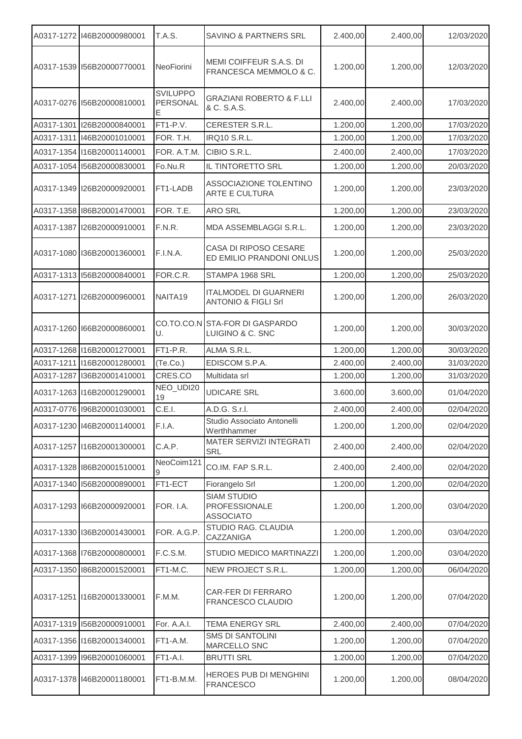| | | | | | | |
|---|---|---|---|---|---|---|
| A0317-1272 | I46B20000980001 | T.A.S. | SAVINO & PARTNERS SRL | 2.400,00 | 2.400,00 | 12/03/2020 |
| A0317-1539 | I56B20000770001 | NeoFiorini | MEMI COIFFEUR S.A.S. DI FRANCESCA MEMMOLO & C. | 1.200,00 | 1.200,00 | 12/03/2020 |
| A0317-0276 | I56B20000810001 | SVILUPPO PERSONALE | GRAZIANI ROBERTO & F.LLI & C. S.A.S. | 2.400,00 | 2.400,00 | 17/03/2020 |
| A0317-1301 | I26B20000840001 | FT1-P.V. | CERESTER S.R.L. | 1.200,00 | 1.200,00 | 17/03/2020 |
| A0317-1311 | I46B20001010001 | FOR. T.H. | IRQ10 S.R.L. | 1.200,00 | 1.200,00 | 17/03/2020 |
| A0317-1354 | I16B20001140001 | FOR. A.T.M. | CIBIO S.R.L. | 2.400,00 | 2.400,00 | 17/03/2020 |
| A0317-1054 | I56B20000830001 | Fo.Nu.R | IL TINTORETTO SRL | 1.200,00 | 1.200,00 | 20/03/2020 |
| A0317-1349 | I26B20000920001 | FT1-LADB | ASSOCIAZIONE TOLENTINO ARTE E CULTURA | 1.200,00 | 1.200,00 | 23/03/2020 |
| A0317-1358 | I86B20001470001 | FOR. T.E. | ARO SRL | 1.200,00 | 1.200,00 | 23/03/2020 |
| A0317-1387 | I26B20000910001 | F.N.R. | MDA ASSEMBLAGGI S.R.L. | 1.200,00 | 1.200,00 | 23/03/2020 |
| A0317-1080 | I36B20001360001 | F.I.N.A. | CASA DI RIPOSO CESARE ED EMILIO PRANDONI ONLUS | 1.200,00 | 1.200,00 | 25/03/2020 |
| A0317-1313 | I56B20000840001 | FOR.C.R. | STAMPA 1968 SRL | 1.200,00 | 1.200,00 | 25/03/2020 |
| A0317-1271 | I26B20000960001 | NAITA19 | ITALMODEL DI GUARNERI ANTONIO & FIGLI Srl | 1.200,00 | 1.200,00 | 26/03/2020 |
| A0317-1260 | I66B20000860001 | CO.TO.CO.NU. | STA-FOR DI GASPARDO LUIGINO & C. SNC | 1.200,00 | 1.200,00 | 30/03/2020 |
| A0317-1268 | I16B20001270001 | FT1-P.R. | ALMA S.R.L. | 1.200,00 | 1.200,00 | 30/03/2020 |
| A0317-1211 | I16B20001280001 | (Te.Co.) | EDISCOM S.P.A. | 2.400,00 | 2.400,00 | 31/03/2020 |
| A0317-1287 | I36B20001410001 | CRES.CO | Multidata srl | 1.200,00 | 1.200,00 | 31/03/2020 |
| A0317-1263 | I16B20001290001 | NEO_UDI2019 | UDICARE SRL | 3.600,00 | 3.600,00 | 01/04/2020 |
| A0317-0776 | I96B20001030001 | C.E.I. | A.D.G. S.r.l. | 2.400,00 | 2.400,00 | 02/04/2020 |
| A0317-1230 | I46B20001140001 | F.I.A. | Studio Associato Antonelli Werthhammer | 1.200,00 | 1.200,00 | 02/04/2020 |
| A0317-1257 | I16B20001300001 | C.A.P. | MATER SERVIZI INTEGRATI SRL | 2.400,00 | 2.400,00 | 02/04/2020 |
| A0317-1328 | I86B20001510001 | NeoCoim1219 | CO.IM. FAP S.R.L. | 2.400,00 | 2.400,00 | 02/04/2020 |
| A0317-1340 | I56B20000890001 | FT1-ECT | Fiorangelo Srl | 1.200,00 | 1.200,00 | 02/04/2020 |
| A0317-1293 | I66B20000920001 | FOR. I.A. | SIAM STUDIO PROFESSIONALE ASSOCIATO | 1.200,00 | 1.200,00 | 03/04/2020 |
| A0317-1330 | I36B20001430001 | FOR. A.G.P. | STUDIO RAG. CLAUDIA CAZZANIGA | 1.200,00 | 1.200,00 | 03/04/2020 |
| A0317-1368 | I76B20000800001 | F.C.S.M. | STUDIO MEDICO MARTINAZZI | 1.200,00 | 1.200,00 | 03/04/2020 |
| A0317-1350 | I86B20001520001 | FT1-M.C. | NEW PROJECT S.R.L. | 1.200,00 | 1.200,00 | 06/04/2020 |
| A0317-1251 | I16B20001330001 | F.M.M. | CAR-FER DI FERRARO FRANCESCO CLAUDIO | 1.200,00 | 1.200,00 | 07/04/2020 |
| A0317-1319 | I56B20000910001 | For. A.A.I. | TEMA ENERGY SRL | 2.400,00 | 2.400,00 | 07/04/2020 |
| A0317-1356 | I16B20001340001 | FT1-A.M. | SMS DI SANTOLINI MARCELLO SNC | 1.200,00 | 1.200,00 | 07/04/2020 |
| A0317-1399 | I96B20001060001 | FT1-A.I. | BRUTTI SRL | 1.200,00 | 1.200,00 | 07/04/2020 |
| A0317-1378 | I46B20001180001 | FT1-B.M.M. | HEROES PUB DI MENGHINI FRANCESCO | 1.200,00 | 1.200,00 | 08/04/2020 |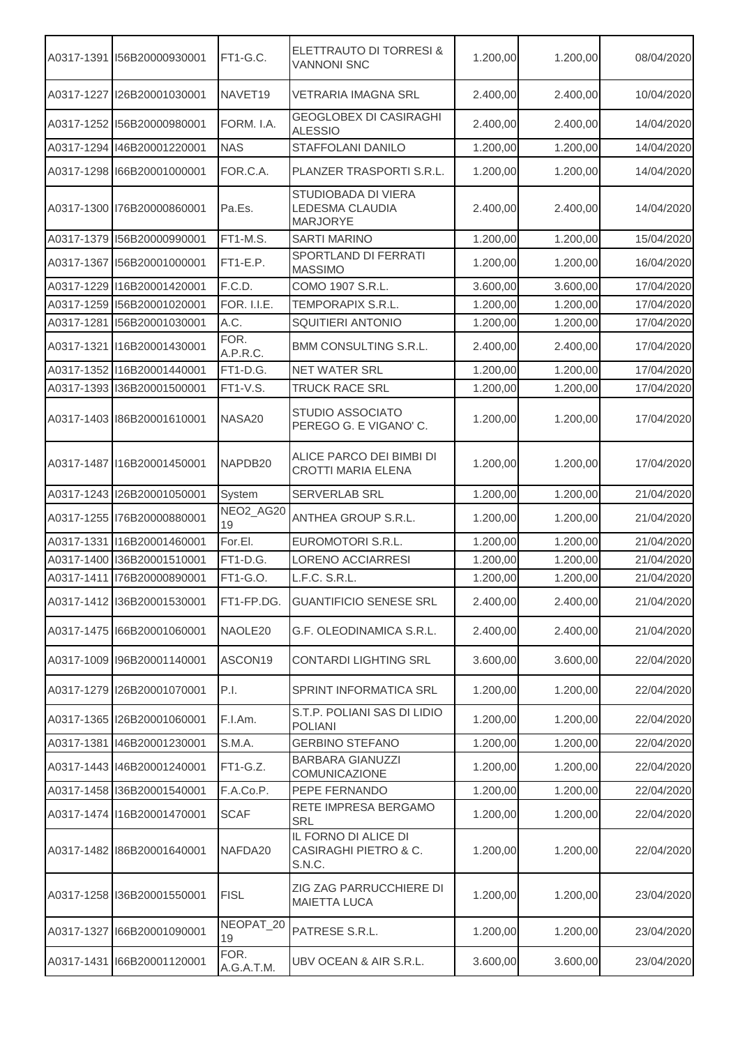| | | | | | | |
|---|---|---|---|---|---|---|
| A0317-1391 | I56B20000930001 | FT1-G.C. | ELETTRAUTO DI TORRESI & VANNONI SNC | 1.200,00 | 1.200,00 | 08/04/2020 |
| A0317-1227 | I26B20001030001 | NAVET19 | VETRARIA IMAGNA SRL | 2.400,00 | 2.400,00 | 10/04/2020 |
| A0317-1252 | I56B20000980001 | FORM. I.A. | GEOGLOBEX DI CASIRAGHI ALESSIO | 2.400,00 | 2.400,00 | 14/04/2020 |
| A0317-1294 | I46B20001220001 | NAS | STAFFOLANI DANILO | 1.200,00 | 1.200,00 | 14/04/2020 |
| A0317-1298 | I66B20001000001 | FOR.C.A. | PLANZER TRASPORTI S.R.L. | 1.200,00 | 1.200,00 | 14/04/2020 |
| A0317-1300 | I76B20000860001 | Pa.Es. | STUDIOBADA DI VIERA LEDESMA CLAUDIA MARJORYE | 2.400,00 | 2.400,00 | 14/04/2020 |
| A0317-1379 | I56B20000990001 | FT1-M.S. | SARTI MARINO | 1.200,00 | 1.200,00 | 15/04/2020 |
| A0317-1367 | I56B20001000001 | FT1-E.P. | SPORTLAND DI FERRATI MASSIMO | 1.200,00 | 1.200,00 | 16/04/2020 |
| A0317-1229 | I16B20001420001 | F.C.D. | COMO 1907 S.R.L. | 3.600,00 | 3.600,00 | 17/04/2020 |
| A0317-1259 | I56B20001020001 | FOR. I.I.E. | TEMPORAPIX S.R.L. | 1.200,00 | 1.200,00 | 17/04/2020 |
| A0317-1281 | I56B20001030001 | A.C. | SQUITIERI ANTONIO | 1.200,00 | 1.200,00 | 17/04/2020 |
| A0317-1321 | I16B20001430001 | FOR. A.P.R.C. | BMM CONSULTING S.R.L. | 2.400,00 | 2.400,00 | 17/04/2020 |
| A0317-1352 | I16B20001440001 | FT1-D.G. | NET WATER SRL | 1.200,00 | 1.200,00 | 17/04/2020 |
| A0317-1393 | I36B20001500001 | FT1-V.S. | TRUCK RACE SRL | 1.200,00 | 1.200,00 | 17/04/2020 |
| A0317-1403 | I86B20001610001 | NASA20 | STUDIO ASSOCIATO PEREGO G. E VIGANO' C. | 1.200,00 | 1.200,00 | 17/04/2020 |
| A0317-1487 | I16B20001450001 | NAPDB20 | ALICE PARCO DEI BIMBI DI CROTTI MARIA ELENA | 1.200,00 | 1.200,00 | 17/04/2020 |
| A0317-1243 | I26B20001050001 | System | SERVERLAB SRL | 1.200,00 | 1.200,00 | 21/04/2020 |
| A0317-1255 | I76B20000880001 | NEO2_AG2019 | ANTHEA GROUP S.R.L. | 1.200,00 | 1.200,00 | 21/04/2020 |
| A0317-1331 | I16B20001460001 | For.El. | EUROMOTORI S.R.L. | 1.200,00 | 1.200,00 | 21/04/2020 |
| A0317-1400 | I36B20001510001 | FT1-D.G. | LORENO ACCIARRESI | 1.200,00 | 1.200,00 | 21/04/2020 |
| A0317-1411 | I76B20000890001 | FT1-G.O. | L.F.C. S.R.L. | 1.200,00 | 1.200,00 | 21/04/2020 |
| A0317-1412 | I36B20001530001 | FT1-FP.DG. | GUANTIFICIO SENESE SRL | 2.400,00 | 2.400,00 | 21/04/2020 |
| A0317-1475 | I66B20001060001 | NAOLE20 | G.F. OLEODINAMICA S.R.L. | 2.400,00 | 2.400,00 | 21/04/2020 |
| A0317-1009 | I96B20001140001 | ASCON19 | CONTARDI LIGHTING SRL | 3.600,00 | 3.600,00 | 22/04/2020 |
| A0317-1279 | I26B20001070001 | P.I. | SPRINT INFORMATICA SRL | 1.200,00 | 1.200,00 | 22/04/2020 |
| A0317-1365 | I26B20001060001 | F.I.Am. | S.T.P. POLIANI SAS DI LIDIO POLIANI | 1.200,00 | 1.200,00 | 22/04/2020 |
| A0317-1381 | I46B20001230001 | S.M.A. | GERBINO STEFANO | 1.200,00 | 1.200,00 | 22/04/2020 |
| A0317-1443 | I46B20001240001 | FT1-G.Z. | BARBARA GIANUZZI COMUNICAZIONE | 1.200,00 | 1.200,00 | 22/04/2020 |
| A0317-1458 | I36B20001540001 | F.A.Co.P. | PEPE FERNANDO | 1.200,00 | 1.200,00 | 22/04/2020 |
| A0317-1474 | I16B20001470001 | SCAF | RETE IMPRESA BERGAMO SRL | 1.200,00 | 1.200,00 | 22/04/2020 |
| A0317-1482 | I86B20001640001 | NAFDA20 | IL FORNO DI ALICE DI CASIRAGHI PIETRO & C. S.N.C. | 1.200,00 | 1.200,00 | 22/04/2020 |
| A0317-1258 | I36B20001550001 | FISL | ZIG ZAG PARRUCCHIERE DI MAIETTA LUCA | 1.200,00 | 1.200,00 | 23/04/2020 |
| A0317-1327 | I66B20001090001 | NEOPAT_2019 | PATRESE S.R.L. | 1.200,00 | 1.200,00 | 23/04/2020 |
| A0317-1431 | I66B20001120001 | FOR. A.G.A.T.M. | UBV OCEAN & AIR S.R.L. | 3.600,00 | 3.600,00 | 23/04/2020 |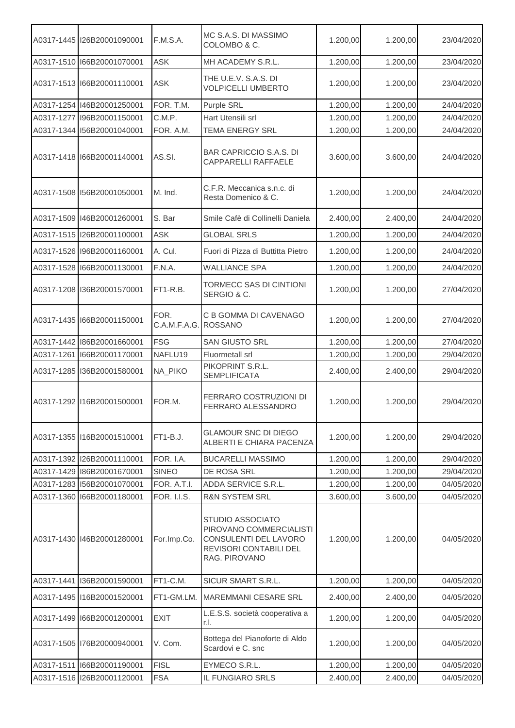| | | | | | | |
|---|---|---|---|---|---|---|
| A0317-1445 | I26B20001090001 | F.M.S.A. | MC S.A.S. DI MASSIMO COLOMBO & C. | 1.200,00 | 1.200,00 | 23/04/2020 |
| A0317-1510 | I66B20001070001 | ASK | MH ACADEMY S.R.L. | 1.200,00 | 1.200,00 | 23/04/2020 |
| A0317-1513 | I66B20001110001 | ASK | THE U.E.V. S.A.S. DI VOLPICELLI UMBERTO | 1.200,00 | 1.200,00 | 23/04/2020 |
| A0317-1254 | I46B20001250001 | FOR. T.M. | Purple SRL | 1.200,00 | 1.200,00 | 24/04/2020 |
| A0317-1277 | I96B20001150001 | C.M.P. | Hart Utensili srl | 1.200,00 | 1.200,00 | 24/04/2020 |
| A0317-1344 | I56B20001040001 | FOR. A.M. | TEMA ENERGY SRL | 1.200,00 | 1.200,00 | 24/04/2020 |
| A0317-1418 | I66B20001140001 | AS.SI. | BAR CAPRICCIO S.A.S. DI CAPPARELLI RAFFAELE | 3.600,00 | 3.600,00 | 24/04/2020 |
| A0317-1508 | I56B20001050001 | M. Ind. | C.F.R. Meccanica s.n.c. di Resta Domenico & C. | 1.200,00 | 1.200,00 | 24/04/2020 |
| A0317-1509 | I46B20001260001 | S. Bar | Smile Cafè di Collinelli Daniela | 2.400,00 | 2.400,00 | 24/04/2020 |
| A0317-1515 | I26B20001100001 | ASK | GLOBAL SRLS | 1.200,00 | 1.200,00 | 24/04/2020 |
| A0317-1526 | I96B20001160001 | A. Cul. | Fuori di Pizza di Buttitta Pietro | 1.200,00 | 1.200,00 | 24/04/2020 |
| A0317-1528 | I66B20001130001 | F.N.A. | WALLIANCE SPA | 1.200,00 | 1.200,00 | 24/04/2020 |
| A0317-1208 | I36B20001570001 | FT1-R.B. | TORMECC SAS DI CINTIONI SERGIO & C. | 1.200,00 | 1.200,00 | 27/04/2020 |
| A0317-1435 | I66B20001150001 | FOR. C.A.M.F.A.G. | C B GOMMA DI CAVENAGO ROSSANO | 1.200,00 | 1.200,00 | 27/04/2020 |
| A0317-1442 | I86B20001660001 | FSG | SAN GIUSTO SRL | 1.200,00 | 1.200,00 | 27/04/2020 |
| A0317-1261 | I66B20001170001 | NAFLU19 | Fluormetall srl | 1.200,00 | 1.200,00 | 29/04/2020 |
| A0317-1285 | I36B20001580001 | NA_PIKO | PIKOPRINT S.R.L. SEMPLIFICATA | 2.400,00 | 2.400,00 | 29/04/2020 |
| A0317-1292 | I16B20001500001 | FOR.M. | FERRARO COSTRUZIONI DI FERRARO ALESSANDRO | 1.200,00 | 1.200,00 | 29/04/2020 |
| A0317-1355 | I16B20001510001 | FT1-B.J. | GLAMOUR SNC DI DIEGO ALBERTI E CHIARA PACENZA | 1.200,00 | 1.200,00 | 29/04/2020 |
| A0317-1392 | I26B20001110001 | FOR. I.A. | BUCARELLI MASSIMO | 1.200,00 | 1.200,00 | 29/04/2020 |
| A0317-1429 | I86B20001670001 | SINEO | DE ROSA SRL | 1.200,00 | 1.200,00 | 29/04/2020 |
| A0317-1283 | I56B20001070001 | FOR. A.T.I. | ADDA SERVICE S.R.L. | 1.200,00 | 1.200,00 | 04/05/2020 |
| A0317-1360 | I66B20001180001 | FOR. I.I.S. | R&N SYSTEM SRL | 3.600,00 | 3.600,00 | 04/05/2020 |
| A0317-1430 | I46B20001280001 | For.Imp.Co. | STUDIO ASSOCIATO PIROVANO COMMERCIALISTI CONSULENTI DEL LAVORO REVISORI CONTABILI DEL RAG. PIROVANO | 1.200,00 | 1.200,00 | 04/05/2020 |
| A0317-1441 | I36B20001590001 | FT1-C.M. | SICUR SMART S.R.L. | 1.200,00 | 1.200,00 | 04/05/2020 |
| A0317-1495 | I16B20001520001 | FT1-GM.LM. | MAREMMANI CESARE SRL | 2.400,00 | 2.400,00 | 04/05/2020 |
| A0317-1499 | I66B20001200001 | EXIT | L.E.S.S. società cooperativa a r.l. | 1.200,00 | 1.200,00 | 04/05/2020 |
| A0317-1505 | I76B20000940001 | V. Com. | Bottega del Pianoforte di Aldo Scardovi e C. snc | 1.200,00 | 1.200,00 | 04/05/2020 |
| A0317-1511 | I66B20001190001 | FISL | EYMECO S.R.L. | 1.200,00 | 1.200,00 | 04/05/2020 |
| A0317-1516 | I26B20001120001 | FSA | IL FUNGIARO SRLS | 2.400,00 | 2.400,00 | 04/05/2020 |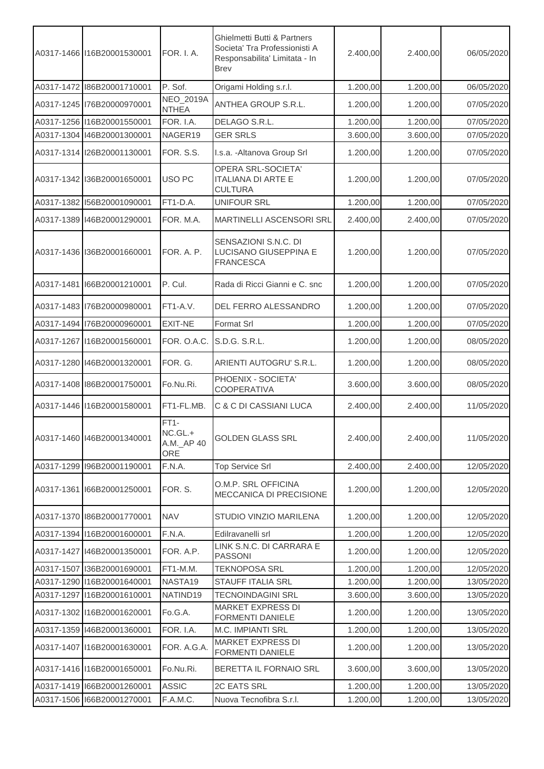| | | | | | | |
|---|---|---|---|---|---|---|
| A0317-1466 | I16B20001530001 | FOR. I. A. | Ghielmetti Butti & Partners Societa' Tra Professionisti A Responsabilita' Limitata - In Brev | 2.400,00 | 2.400,00 | 06/05/2020 |
| A0317-1472 | I86B20001710001 | P. Sof. | Origami Holding s.r.l. | 1.200,00 | 1.200,00 | 06/05/2020 |
| A0317-1245 | I76B20000970001 | NEO_2019ANTHEA | ANTHEA GROUP S.R.L. | 1.200,00 | 1.200,00 | 07/05/2020 |
| A0317-1256 | I16B20001550001 | FOR. I.A. | DELAGO S.R.L. | 1.200,00 | 1.200,00 | 07/05/2020 |
| A0317-1304 | I46B20001300001 | NAGER19 | GER SRLS | 3.600,00 | 3.600,00 | 07/05/2020 |
| A0317-1314 | I26B20001130001 | FOR. S.S. | I.s.a. -Altanova Group Srl | 1.200,00 | 1.200,00 | 07/05/2020 |
| A0317-1342 | I36B20001650001 | USO PC | OPERA SRL-SOCIETA' ITALIANA DI ARTE E CULTURA | 1.200,00 | 1.200,00 | 07/05/2020 |
| A0317-1382 | I56B20001090001 | FT1-D.A. | UNIFOUR SRL | 1.200,00 | 1.200,00 | 07/05/2020 |
| A0317-1389 | I46B20001290001 | FOR. M.A. | MARTINELLI ASCENSORI SRL | 2.400,00 | 2.400,00 | 07/05/2020 |
| A0317-1436 | I36B20001660001 | FOR. A. P. | SENSAZIONI S.N.C. DI LUCISANO GIUSEPPINA E FRANCESCA | 1.200,00 | 1.200,00 | 07/05/2020 |
| A0317-1481 | I66B20001210001 | P. Cul. | Rada di Ricci Gianni e C. snc | 1.200,00 | 1.200,00 | 07/05/2020 |
| A0317-1483 | I76B20000980001 | FT1-A.V. | DEL FERRO ALESSANDRO | 1.200,00 | 1.200,00 | 07/05/2020 |
| A0317-1494 | I76B20000960001 | EXIT-NE | Format Srl | 1.200,00 | 1.200,00 | 07/05/2020 |
| A0317-1267 | I16B20001560001 | FOR. O.A.C. | S.D.G. S.R.L. | 1.200,00 | 1.200,00 | 08/05/2020 |
| A0317-1280 | I46B20001320001 | FOR. G. | ARIENTI AUTOGRU' S.R.L. | 1.200,00 | 1.200,00 | 08/05/2020 |
| A0317-1408 | I86B20001750001 | Fo.Nu.Ri. | PHOENIX - SOCIETA' COOPERATIVA | 3.600,00 | 3.600,00 | 08/05/2020 |
| A0317-1446 | I16B20001580001 | FT1-FL.MB. | C & C DI CASSIANI LUCA | 2.400,00 | 2.400,00 | 11/05/2020 |
| A0317-1460 | I46B20001340001 | FT1-NC.GL.+A.M._AP 40 ORE | GOLDEN GLASS SRL | 2.400,00 | 2.400,00 | 11/05/2020 |
| A0317-1299 | I96B20001190001 | F.N.A. | Top Service Srl | 2.400,00 | 2.400,00 | 12/05/2020 |
| A0317-1361 | I66B20001250001 | FOR. S. | O.M.P. SRL OFFICINA MECCANICA DI PRECISIONE | 1.200,00 | 1.200,00 | 12/05/2020 |
| A0317-1370 | I86B20001770001 | NAV | STUDIO VINZIO MARILENA | 1.200,00 | 1.200,00 | 12/05/2020 |
| A0317-1394 | I16B20001600001 | F.N.A. | Edilravanelli srl | 1.200,00 | 1.200,00 | 12/05/2020 |
| A0317-1427 | I46B20001350001 | FOR. A.P. | LINK S.N.C. DI CARRARA E PASSONI | 1.200,00 | 1.200,00 | 12/05/2020 |
| A0317-1507 | I36B20001690001 | FT1-M.M. | TEKNOPOSA SRL | 1.200,00 | 1.200,00 | 12/05/2020 |
| A0317-1290 | I16B20001640001 | NASTA19 | STAUFF ITALIA SRL | 1.200,00 | 1.200,00 | 13/05/2020 |
| A0317-1297 | I16B20001610001 | NATIND19 | TECNOINDAGINI SRL | 3.600,00 | 3.600,00 | 13/05/2020 |
| A0317-1302 | I16B20001620001 | Fo.G.A. | MARKET EXPRESS DI FORMENTI DANIELE | 1.200,00 | 1.200,00 | 13/05/2020 |
| A0317-1359 | I46B20001360001 | FOR. I.A. | M.C. IMPIANTI SRL | 1.200,00 | 1.200,00 | 13/05/2020 |
| A0317-1407 | I16B20001630001 | FOR. A.G.A. | MARKET EXPRESS DI FORMENTI DANIELE | 1.200,00 | 1.200,00 | 13/05/2020 |
| A0317-1416 | I16B20001650001 | Fo.Nu.Ri. | BERETTA IL FORNAIO SRL | 3.600,00 | 3.600,00 | 13/05/2020 |
| A0317-1419 | I66B20001260001 | ASSIC | 2C EATS SRL | 1.200,00 | 1.200,00 | 13/05/2020 |
| A0317-1506 | I66B20001270001 | F.A.M.C. | Nuova Tecnofibra S.r.l. | 1.200,00 | 1.200,00 | 13/05/2020 |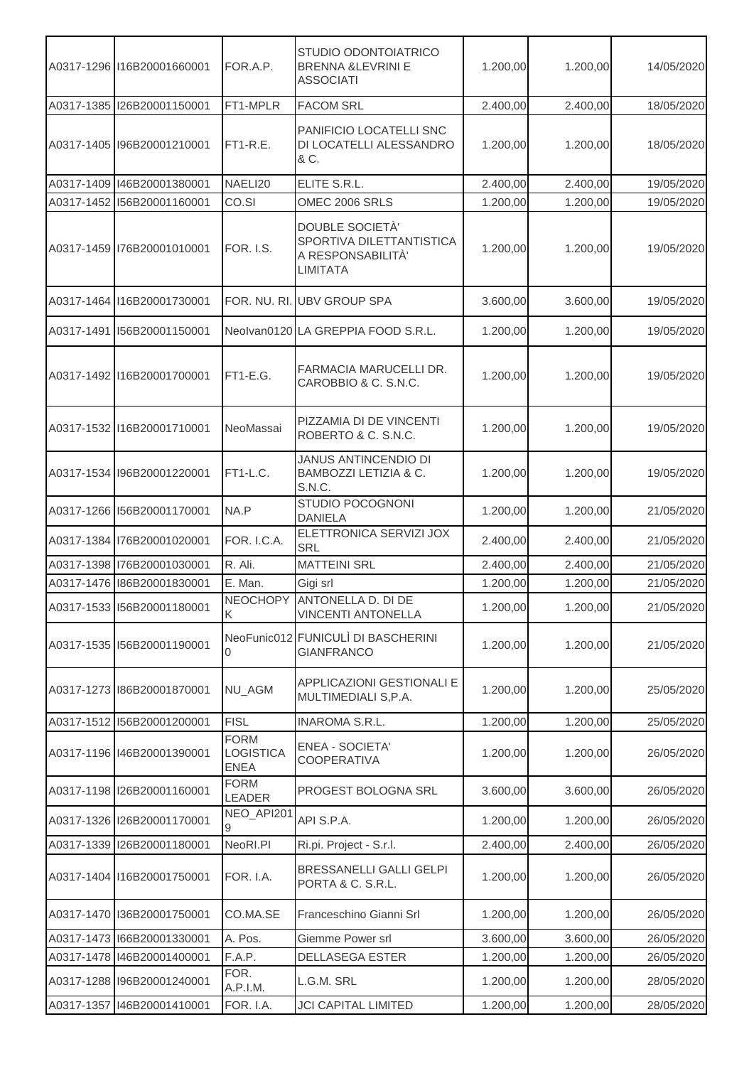| | | | | | | |
|---|---|---|---|---|---|---|
| A0317-1296 | I16B20001660001 | FOR.A.P. | STUDIO ODONTOIATRICO BRENNA &LEVRINI E ASSOCIATI | 1.200,00 | 1.200,00 | 14/05/2020 |
| A0317-1385 | I26B20001150001 | FT1-MPLR | FACOM SRL | 2.400,00 | 2.400,00 | 18/05/2020 |
| A0317-1405 | I96B20001210001 | FT1-R.E. | PANIFICIO LOCATELLI SNC DI LOCATELLI ALESSANDRO & C. | 1.200,00 | 1.200,00 | 18/05/2020 |
| A0317-1409 | I46B20001380001 | NAELI20 | ELITE S.R.L. | 2.400,00 | 2.400,00 | 19/05/2020 |
| A0317-1452 | I56B20001160001 | CO.SI | OMEC 2006 SRLS | 1.200,00 | 1.200,00 | 19/05/2020 |
| A0317-1459 | I76B20001010001 | FOR. I.S. | DOUBLE SOCIETÀ' SPORTIVA DILETTANTISTICA A RESPONSABILITÀ' LIMITATA | 1.200,00 | 1.200,00 | 19/05/2020 |
| A0317-1464 | I16B20001730001 | FOR. NU. RI. | UBV GROUP SPA | 3.600,00 | 3.600,00 | 19/05/2020 |
| A0317-1491 | I56B20001150001 | NeoIvan0120 | LA GREPPIA FOOD S.R.L. | 1.200,00 | 1.200,00 | 19/05/2020 |
| A0317-1492 | I16B20001700001 | FT1-E.G. | FARMACIA MARUCELLI DR. CAROBBIO & C. S.N.C. | 1.200,00 | 1.200,00 | 19/05/2020 |
| A0317-1532 | I16B20001710001 | NeoMassai | PIZZAMIA DI DE VINCENTI ROBERTO & C. S.N.C. | 1.200,00 | 1.200,00 | 19/05/2020 |
| A0317-1534 | I96B20001220001 | FT1-L.C. | JANUS ANTINCENDIO DI BAMBOZZI LETIZIA & C. S.N.C. | 1.200,00 | 1.200,00 | 19/05/2020 |
| A0317-1266 | I56B20001170001 | NA.P | STUDIO POCOGNONI DANIELA | 1.200,00 | 1.200,00 | 21/05/2020 |
| A0317-1384 | I76B20001020001 | FOR. I.C.A. | ELETTRONICA SERVIZI JOX SRL | 2.400,00 | 2.400,00 | 21/05/2020 |
| A0317-1398 | I76B20001030001 | R. Ali. | MATTEINI SRL | 2.400,00 | 2.400,00 | 21/05/2020 |
| A0317-1476 | I86B20001830001 | E. Man. | Gigi srl | 1.200,00 | 1.200,00 | 21/05/2020 |
| A0317-1533 | I56B20001180001 | NEOCHOPYK | ANTONELLA D. DI DE VINCENTI ANTONELLA | 1.200,00 | 1.200,00 | 21/05/2020 |
| A0317-1535 | I56B20001190001 | NeoFunic0120 | FUNICULÌ DI BASCHERINI GIANFRANCO | 1.200,00 | 1.200,00 | 21/05/2020 |
| A0317-1273 | I86B20001870001 | NU_AGM | APPLICAZIONI GESTIONALI E MULTIMEDIALI S,P.A. | 1.200,00 | 1.200,00 | 25/05/2020 |
| A0317-1512 | I56B20001200001 | FISL | INAROMA S.R.L. | 1.200,00 | 1.200,00 | 25/05/2020 |
| A0317-1196 | I46B20001390001 | FORM LOGISTICA ENEA | ENEA - SOCIETA' COOPERATIVA | 1.200,00 | 1.200,00 | 26/05/2020 |
| A0317-1198 | I26B20001160001 | FORM LEADER | PROGEST BOLOGNA SRL | 3.600,00 | 3.600,00 | 26/05/2020 |
| A0317-1326 | I26B20001170001 | NEO_API2019 | API S.P.A. | 1.200,00 | 1.200,00 | 26/05/2020 |
| A0317-1339 | I26B20001180001 | NeoRI.PI | Ri.pi. Project - S.r.l. | 2.400,00 | 2.400,00 | 26/05/2020 |
| A0317-1404 | I16B20001750001 | FOR. I.A. | BRESSANELLI GALLI GELPI PORTA & C. S.R.L. | 1.200,00 | 1.200,00 | 26/05/2020 |
| A0317-1470 | I36B20001750001 | CO.MA.SE | Franceschino Gianni Srl | 1.200,00 | 1.200,00 | 26/05/2020 |
| A0317-1473 | I66B20001330001 | A. Pos. | Giemme Power srl | 3.600,00 | 3.600,00 | 26/05/2020 |
| A0317-1478 | I46B20001400001 | F.A.P. | DELLASEGA ESTER | 1.200,00 | 1.200,00 | 26/05/2020 |
| A0317-1288 | I96B20001240001 | FOR. A.P.I.M. | L.G.M. SRL | 1.200,00 | 1.200,00 | 28/05/2020 |
| A0317-1357 | I46B20001410001 | FOR. I.A. | JCI CAPITAL LIMITED | 1.200,00 | 1.200,00 | 28/05/2020 |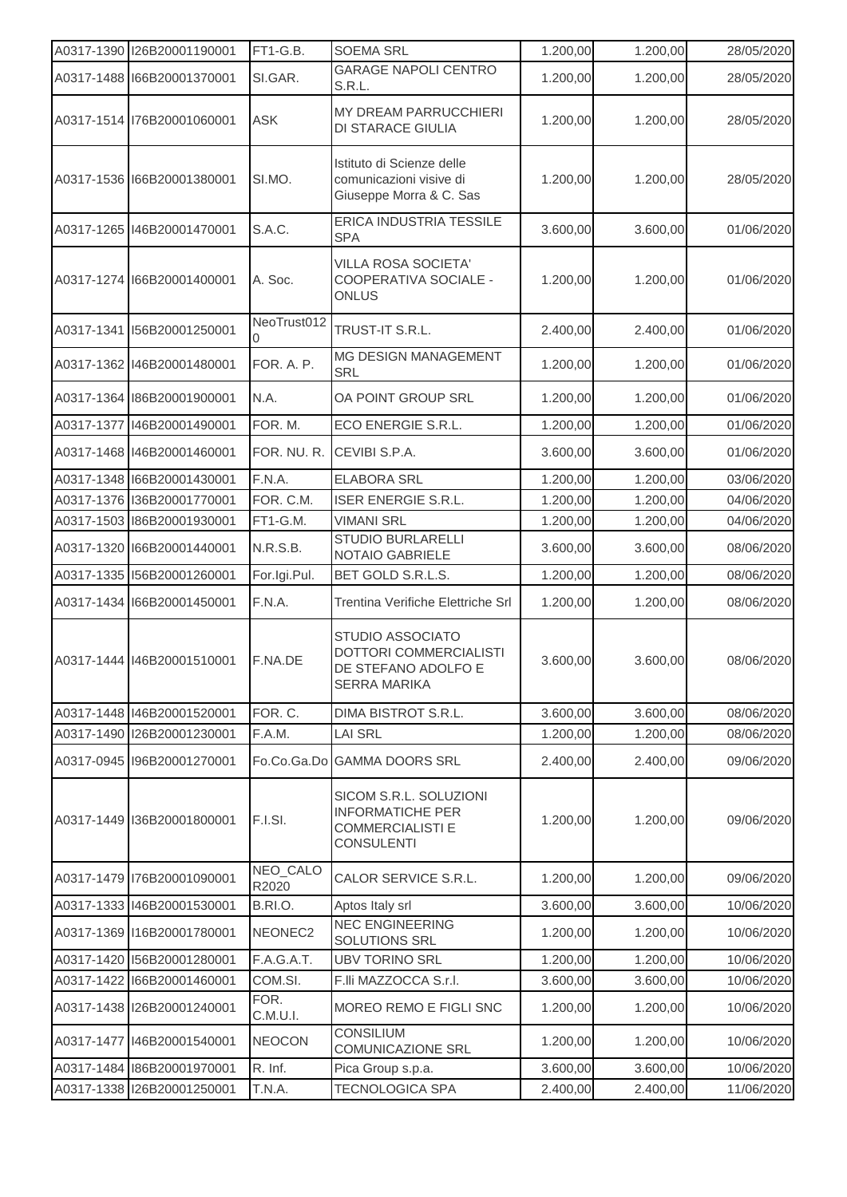| | | | | | | |
|---|---|---|---|---|---|---|
| A0317-1390 | I26B20001190001 | FT1-G.B. | SOEMA SRL | 1.200,00 | 1.200,00 | 28/05/2020 |
| A0317-1488 | I66B20001370001 | SI.GAR. | GARAGE NAPOLI CENTRO S.R.L. | 1.200,00 | 1.200,00 | 28/05/2020 |
| A0317-1514 | I76B20001060001 | ASK | MY DREAM PARRUCCHIERI DI STARACE GIULIA | 1.200,00 | 1.200,00 | 28/05/2020 |
| A0317-1536 | I66B20001380001 | SI.MO. | Istituto di Scienze delle comunicazioni visive di Giuseppe Morra & C. Sas | 1.200,00 | 1.200,00 | 28/05/2020 |
| A0317-1265 | I46B20001470001 | S.A.C. | ERICA INDUSTRIA TESSILE SPA | 3.600,00 | 3.600,00 | 01/06/2020 |
| A0317-1274 | I66B20001400001 | A. Soc. | VILLA ROSA SOCIETA' COOPERATIVA SOCIALE - ONLUS | 1.200,00 | 1.200,00 | 01/06/2020 |
| A0317-1341 | I56B20001250001 | NeoTrust0120 | TRUST-IT S.R.L. | 2.400,00 | 2.400,00 | 01/06/2020 |
| A0317-1362 | I46B20001480001 | FOR. A. P. | MG DESIGN MANAGEMENT SRL | 1.200,00 | 1.200,00 | 01/06/2020 |
| A0317-1364 | I86B20001900001 | N.A. | OA POINT GROUP SRL | 1.200,00 | 1.200,00 | 01/06/2020 |
| A0317-1377 | I46B20001490001 | FOR. M. | ECO ENERGIE S.R.L. | 1.200,00 | 1.200,00 | 01/06/2020 |
| A0317-1468 | I46B20001460001 | FOR. NU. R. | CEVIBI S.P.A. | 3.600,00 | 3.600,00 | 01/06/2020 |
| A0317-1348 | I66B20001430001 | F.N.A. | ELABORA SRL | 1.200,00 | 1.200,00 | 03/06/2020 |
| A0317-1376 | I36B20001770001 | FOR. C.M. | ISER ENERGIE S.R.L. | 1.200,00 | 1.200,00 | 04/06/2020 |
| A0317-1503 | I86B20001930001 | FT1-G.M. | VIMANI SRL | 1.200,00 | 1.200,00 | 04/06/2020 |
| A0317-1320 | I66B20001440001 | N.R.S.B. | STUDIO BURLARELLI NOTAIO GABRIELE | 3.600,00 | 3.600,00 | 08/06/2020 |
| A0317-1335 | I56B20001260001 | For.Igi.Pul. | BET GOLD S.R.L.S. | 1.200,00 | 1.200,00 | 08/06/2020 |
| A0317-1434 | I66B20001450001 | F.N.A. | Trentina Verifiche Elettriche Srl | 1.200,00 | 1.200,00 | 08/06/2020 |
| A0317-1444 | I46B20001510001 | F.NA.DE | STUDIO ASSOCIATO DOTTORI COMMERCIALISTI DE STEFANO ADOLFO E SERRA MARIKA | 3.600,00 | 3.600,00 | 08/06/2020 |
| A0317-1448 | I46B20001520001 | FOR. C. | DIMA BISTROT S.R.L. | 3.600,00 | 3.600,00 | 08/06/2020 |
| A0317-1490 | I26B20001230001 | F.A.M. | LAI SRL | 1.200,00 | 1.200,00 | 08/06/2020 |
| A0317-0945 | I96B20001270001 | Fo.Co.Ga.Do | GAMMA DOORS SRL | 2.400,00 | 2.400,00 | 09/06/2020 |
| A0317-1449 | I36B20001800001 | F.I.SI. | SICOM S.R.L. SOLUZIONI INFORMATICHE PER COMMERCIALISTI E CONSULENTI | 1.200,00 | 1.200,00 | 09/06/2020 |
| A0317-1479 | I76B20001090001 | NEO_CALOR2020 | CALOR SERVICE S.R.L. | 1.200,00 | 1.200,00 | 09/06/2020 |
| A0317-1333 | I46B20001530001 | B.RI.O. | Aptos Italy srl | 3.600,00 | 3.600,00 | 10/06/2020 |
| A0317-1369 | I16B20001780001 | NEONEC2 | NEC ENGINEERING SOLUTIONS SRL | 1.200,00 | 1.200,00 | 10/06/2020 |
| A0317-1420 | I56B20001280001 | F.A.G.A.T. | UBV TORINO SRL | 1.200,00 | 1.200,00 | 10/06/2020 |
| A0317-1422 | I66B20001460001 | COM.SI. | F.lli MAZZOCCA S.r.l. | 3.600,00 | 3.600,00 | 10/06/2020 |
| A0317-1438 | I26B20001240001 | FOR. C.M.U.I. | MOREO REMO E FIGLI SNC | 1.200,00 | 1.200,00 | 10/06/2020 |
| A0317-1477 | I46B20001540001 | NEOCON | CONSILIUM COMUNICAZIONE SRL | 1.200,00 | 1.200,00 | 10/06/2020 |
| A0317-1484 | I86B20001970001 | R. Inf. | Pica Group s.p.a. | 3.600,00 | 3.600,00 | 10/06/2020 |
| A0317-1338 | I26B20001250001 | T.N.A. | TECNOLOGICA SPA | 2.400,00 | 2.400,00 | 11/06/2020 |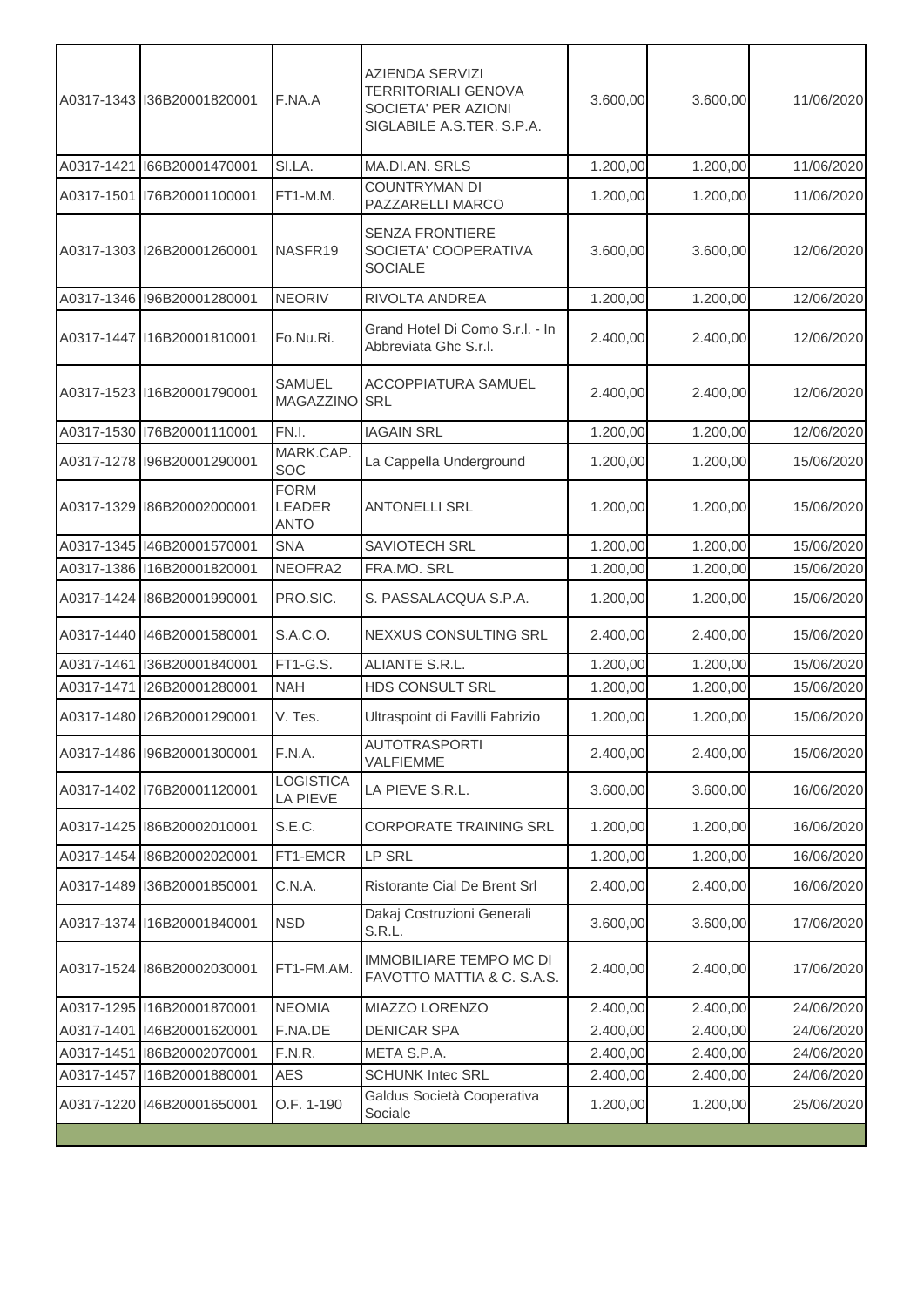| | | | | | | |
|---|---|---|---|---|---|---|
| A0317-1343 | I36B20001820001 | F.NA.A | AZIENDA SERVIZI TERRITORIALI GENOVA SOCIETA' PER AZIONI SIGLABILE A.S.TER. S.P.A. | 3.600,00 | 3.600,00 | 11/06/2020 |
| A0317-1421 | I66B20001470001 | SI.LA. | MA.DI.AN. SRLS | 1.200,00 | 1.200,00 | 11/06/2020 |
| A0317-1501 | I76B20001100001 | FT1-M.M. | COUNTRYMAN DI PAZZARELLI MARCO | 1.200,00 | 1.200,00 | 11/06/2020 |
| A0317-1303 | I26B20001260001 | NASFR19 | SENZA FRONTIERE SOCIETA' COOPERATIVA SOCIALE | 3.600,00 | 3.600,00 | 12/06/2020 |
| A0317-1346 | I96B20001280001 | NEORIV | RIVOLTA ANDREA | 1.200,00 | 1.200,00 | 12/06/2020 |
| A0317-1447 | I16B20001810001 | Fo.Nu.Ri. | Grand Hotel Di Como S.r.l. - In Abbreviata Ghc S.r.l. | 2.400,00 | 2.400,00 | 12/06/2020 |
| A0317-1523 | I16B20001790001 | SAMUEL MAGAZZINO | ACCOPPIATURA SAMUEL SRL | 2.400,00 | 2.400,00 | 12/06/2020 |
| A0317-1530 | I76B20001110001 | FN.I. | IAGAIN SRL | 1.200,00 | 1.200,00 | 12/06/2020 |
| A0317-1278 | I96B20001290001 | MARK.CAP. SOC | La Cappella Underground | 1.200,00 | 1.200,00 | 15/06/2020 |
| A0317-1329 | I86B20002000001 | FORM LEADER ANTO | ANTONELLI SRL | 1.200,00 | 1.200,00 | 15/06/2020 |
| A0317-1345 | I46B20001570001 | SNA | SAVIOTECH SRL | 1.200,00 | 1.200,00 | 15/06/2020 |
| A0317-1386 | I16B20001820001 | NEOFRA2 | FRA.MO. SRL | 1.200,00 | 1.200,00 | 15/06/2020 |
| A0317-1424 | I86B20001990001 | PRO.SIC. | S. PASSALACQUA S.P.A. | 1.200,00 | 1.200,00 | 15/06/2020 |
| A0317-1440 | I46B20001580001 | S.A.C.O. | NEXXUS CONSULTING SRL | 2.400,00 | 2.400,00 | 15/06/2020 |
| A0317-1461 | I36B20001840001 | FT1-G.S. | ALIANTE S.R.L. | 1.200,00 | 1.200,00 | 15/06/2020 |
| A0317-1471 | I26B20001280001 | NAH | HDS CONSULT SRL | 1.200,00 | 1.200,00 | 15/06/2020 |
| A0317-1480 | I26B20001290001 | V. Tes. | Ultraspoint di Favilli Fabrizio | 1.200,00 | 1.200,00 | 15/06/2020 |
| A0317-1486 | I96B20001300001 | F.N.A. | AUTOTRASPORTI VALFIEMME | 2.400,00 | 2.400,00 | 15/06/2020 |
| A0317-1402 | I76B20001120001 | LOGISTICA LA PIEVE | LA PIEVE S.R.L. | 3.600,00 | 3.600,00 | 16/06/2020 |
| A0317-1425 | I86B20002010001 | S.E.C. | CORPORATE TRAINING SRL | 1.200,00 | 1.200,00 | 16/06/2020 |
| A0317-1454 | I86B20002020001 | FT1-EMCR | LP SRL | 1.200,00 | 1.200,00 | 16/06/2020 |
| A0317-1489 | I36B20001850001 | C.N.A. | Ristorante Cial De Brent Srl | 2.400,00 | 2.400,00 | 16/06/2020 |
| A0317-1374 | I16B20001840001 | NSD | Dakaj Costruzioni Generali S.R.L. | 3.600,00 | 3.600,00 | 17/06/2020 |
| A0317-1524 | I86B20002030001 | FT1-FM.AM. | IMMOBILIARE TEMPO MC DI FAVOTTO MATTIA & C. S.A.S. | 2.400,00 | 2.400,00 | 17/06/2020 |
| A0317-1295 | I16B20001870001 | NEOMIA | MIAZZO LORENZO | 2.400,00 | 2.400,00 | 24/06/2020 |
| A0317-1401 | I46B20001620001 | F.NA.DE | DENICAR SPA | 2.400,00 | 2.400,00 | 24/06/2020 |
| A0317-1451 | I86B20002070001 | F.N.R. | META S.P.A. | 2.400,00 | 2.400,00 | 24/06/2020 |
| A0317-1457 | I16B20001880001 | AES | SCHUNK Intec SRL | 2.400,00 | 2.400,00 | 24/06/2020 |
| A0317-1220 | I46B20001650001 | O.F. 1-190 | Galdus Società Cooperativa Sociale | 1.200,00 | 1.200,00 | 25/06/2020 |